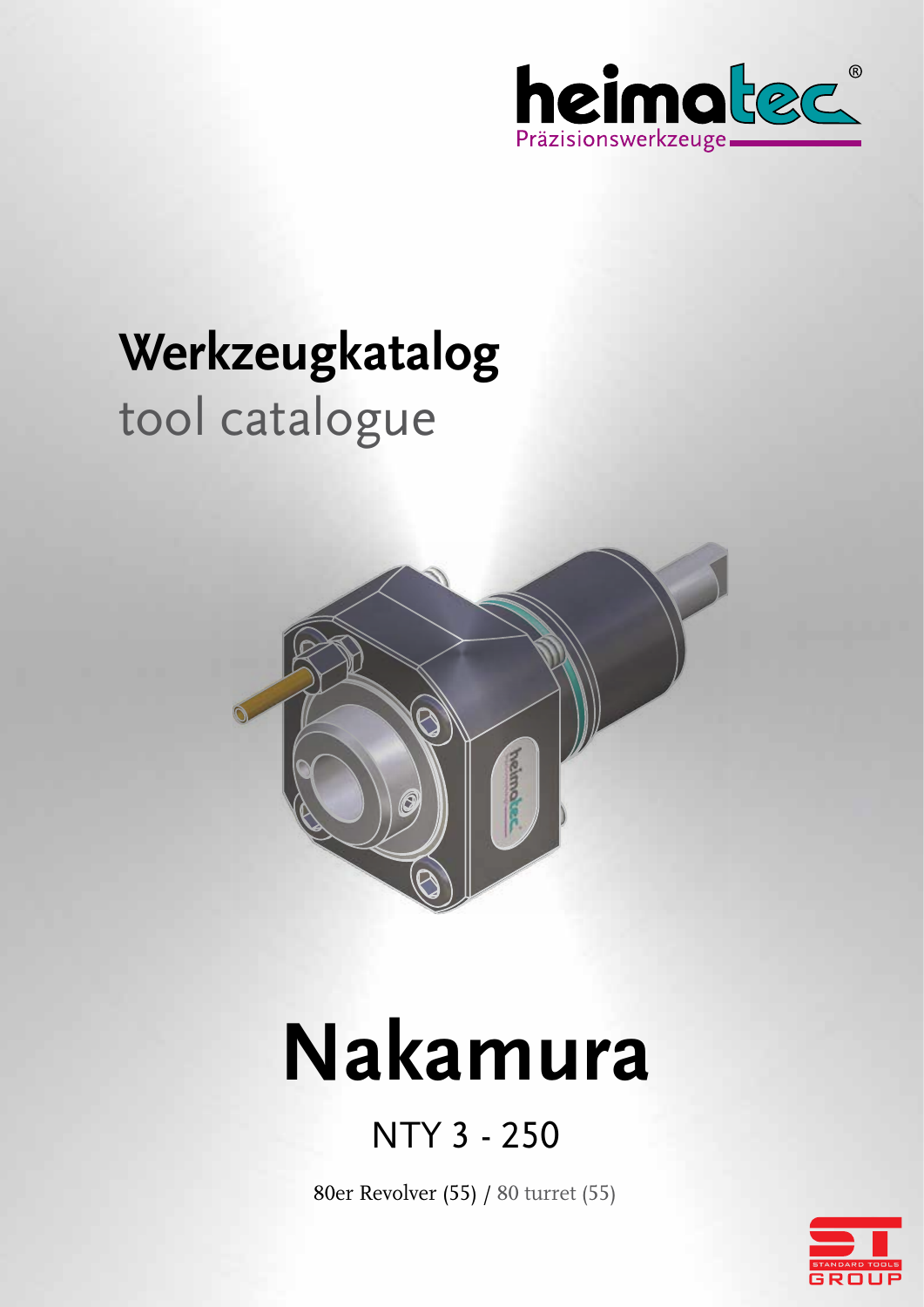heimatec®
Präzisionswerkzeuge

# Werkzeugkatalog
tool catalogue

# Nakamura

## NTY 3 - 250

80er Revolver (55) / 80 turret (55)

STANDARD TOOLS GROUP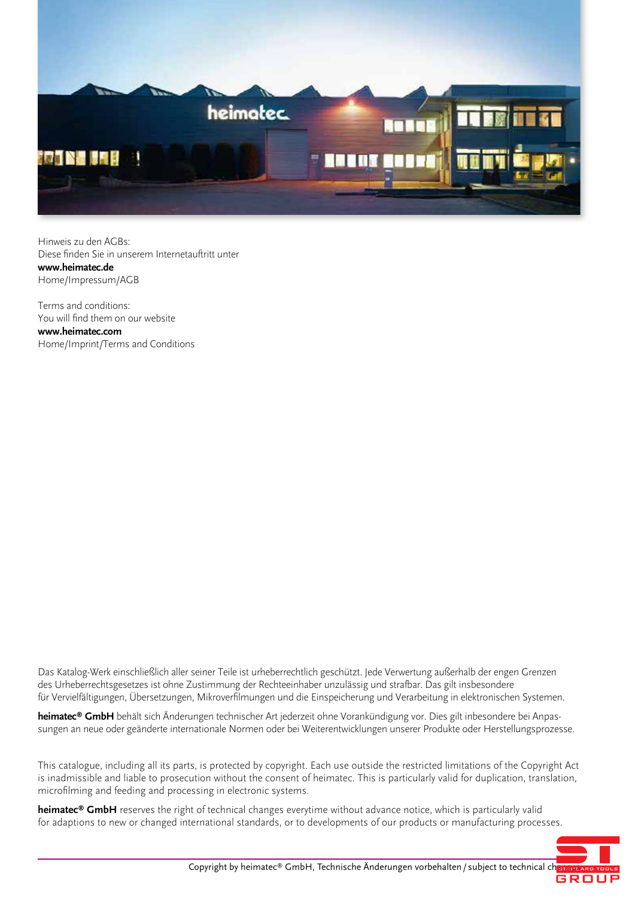Hinweis zu den AGBs:
Diese finden Sie in unserem Internetauftritt unter
**www.heimatec.de**
Home/Impressum/AGB

Terms and conditions:
You will find them on our website
**www.heimatec.com**
Home/Imprint/Terms and Conditions

Das Katalog-Werk einschließlich aller seiner Teile ist urheberrechtlich geschützt. Jede Verwertung außerhalb der engen Grenzen des Urheberrechtsgesetzes ist ohne Zustimmung der Rechteeinhaber unzulässig und strafbar. Das gilt insbesondere für Vervielfältigungen, Übersetzungen, Mikroverfilmungen und die Einspeicherung und Verarbeitung in elektronischen Systemen.

**heimatec® GmbH** behält sich Änderungen technischer Art jederzeit ohne Vorankündigung vor. Dies gilt inbesondere bei Anpassungen an neue oder geänderte internationale Normen oder bei Weiterentwicklungen unserer Produkte oder Herstellungsprozesse.

This catalogue, including all its parts, is protected by copyright. Each use outside the restricted limitations of the Copyright Act is inadmissible and liable to prosecution without the consent of heimatec. This is particularly valid for duplication, translation, microfilming and feeding and processing in electronic systems.

**heimatec® GmbH** reserves the right of technical changes everytime without advance notice, which is particularly valid for adaptions to new or changed international standards, or to developments of our products or manufacturing processes.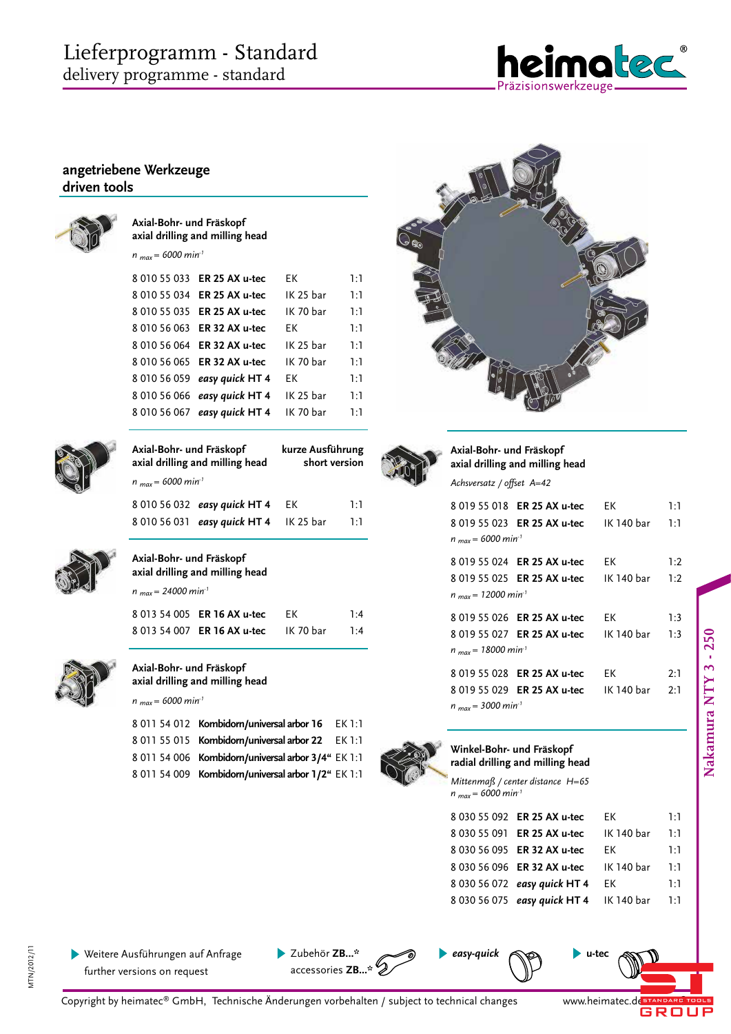# Lieferprogramm - Standard
delivery programme - standard

## angetriebene Werkzeuge
## driven tools

### Axial-Bohr- und Fräskopf
### axial drilling and milling head

*n* $_{max}$ = 6000 min$^{-1}$

| | | | |
|---|---|---|---|
| 8 010 55 033 | **ER 25 AX u-tec** | EK | 1:1 |
| 8 010 55 034 | **ER 25 AX u-tec** | IK 25 bar | 1:1 |
| 8 010 55 035 | **ER 25 AX u-tec** | IK 70 bar | 1:1 |
| 8 010 56 063 | **ER 32 AX u-tec** | EK | 1:1 |
| 8 010 56 064 | **ER 32 AX u-tec** | IK 25 bar | 1:1 |
| 8 010 56 065 | **ER 32 AX u-tec** | IK 70 bar | 1:1 |
| 8 010 56 059 | ***easy quick* HT 4** | EK | 1:1 |
| 8 010 56 066 | ***easy quick* HT 4** | IK 25 bar | 1:1 |
| 8 010 56 067 | ***easy quick* HT 4** | IK 70 bar | 1:1 |

### Axial-Bohr- und Fräskopf — kurze Ausführung
### axial drilling and milling head — short version

*n* $_{max}$ = 6000 min$^{-1}$

| | | | |
|---|---|---|---|
| 8 010 56 032 | ***easy quick* HT 4** | EK | 1:1 |
| 8 010 56 031 | ***easy quick* HT 4** | IK 25 bar | 1:1 |

### Axial-Bohr- und Fräskopf
### axial drilling and milling head

*n* $_{max}$ = 24000 min$^{-1}$

| | | | |
|---|---|---|---|
| 8 013 54 005 | **ER 16 AX u-tec** | EK | 1:4 |
| 8 013 54 007 | **ER 16 AX u-tec** | IK 70 bar | 1:4 |

### Axial-Bohr- und Fräskopf
### axial drilling and milling head

*n* $_{max}$ = 6000 min$^{-1}$

| | | |
|---|---|---|
| 8 011 54 012 | **Kombidorn/universal arbor 16** | EK 1:1 |
| 8 011 55 015 | **Kombidorn/universal arbor 22** | EK 1:1 |
| 8 011 54 006 | **Kombidorn/universal arbor 3/4“** | EK 1:1 |
| 8 011 54 009 | **Kombidorn/universal arbor 1/2“** | EK 1:1 |

### Axial-Bohr- und Fräskopf
### axial drilling and milling head

*Achsversatz / offset A=42*

| | | | |
|---|---|---|---|
| 8 019 55 018 | **ER 25 AX u-tec** | EK | 1:1 |
| 8 019 55 023 | **ER 25 AX u-tec** | IK 140 bar | 1:1 |
| *n* $_{max}$ = 6000 min$^{-1}$ | | | |
| 8 019 55 024 | **ER 25 AX u-tec** | EK | 1:2 |
| 8 019 55 025 | **ER 25 AX u-tec** | IK 140 bar | 1:2 |
| *n* $_{max}$ = 12000 min$^{-1}$ | | | |
| 8 019 55 026 | **ER 25 AX u-tec** | EK | 1:3 |
| 8 019 55 027 | **ER 25 AX u-tec** | IK 140 bar | 1:3 |
| *n* $_{max}$ = 18000 min$^{-1}$ | | | |
| 8 019 55 028 | **ER 25 AX u-tec** | EK | 2:1 |
| 8 019 55 029 | **ER 25 AX u-tec** | IK 140 bar | 2:1 |
| *n* $_{max}$ = 3000 min$^{-1}$ | | | |

### Winkel-Bohr- und Fräskopf
### radial drilling and milling head

*Mittenmaß / center distance H=65*
*n* $_{max}$ = 6000 min$^{-1}$

| | | | |
|---|---|---|---|
| 8 030 55 092 | **ER 25 AX u-tec** | EK | 1:1 |
| 8 030 55 091 | **ER 25 AX u-tec** | IK 140 bar | 1:1 |
| 8 030 56 095 | **ER 32 AX u-tec** | EK | 1:1 |
| 8 030 56 096 | **ER 32 AX u-tec** | IK 140 bar | 1:1 |
| 8 030 56 072 | ***easy quick* HT 4** | EK | 1:1 |
| 8 030 56 075 | ***easy quick* HT 4** | IK 140 bar | 1:1 |

Nakamura NTY 3 - 250

- Weitere Ausführungen auf Anfrage / further versions on request
- Zubehör **ZB...*** / accessories **ZB...***
- ***easy-quick***
- **u-tec**

MTN/2012/11

Copyright by heimatec® GmbH, Technische Änderungen vorbehalten / subject to technical changes — www.heimatec.de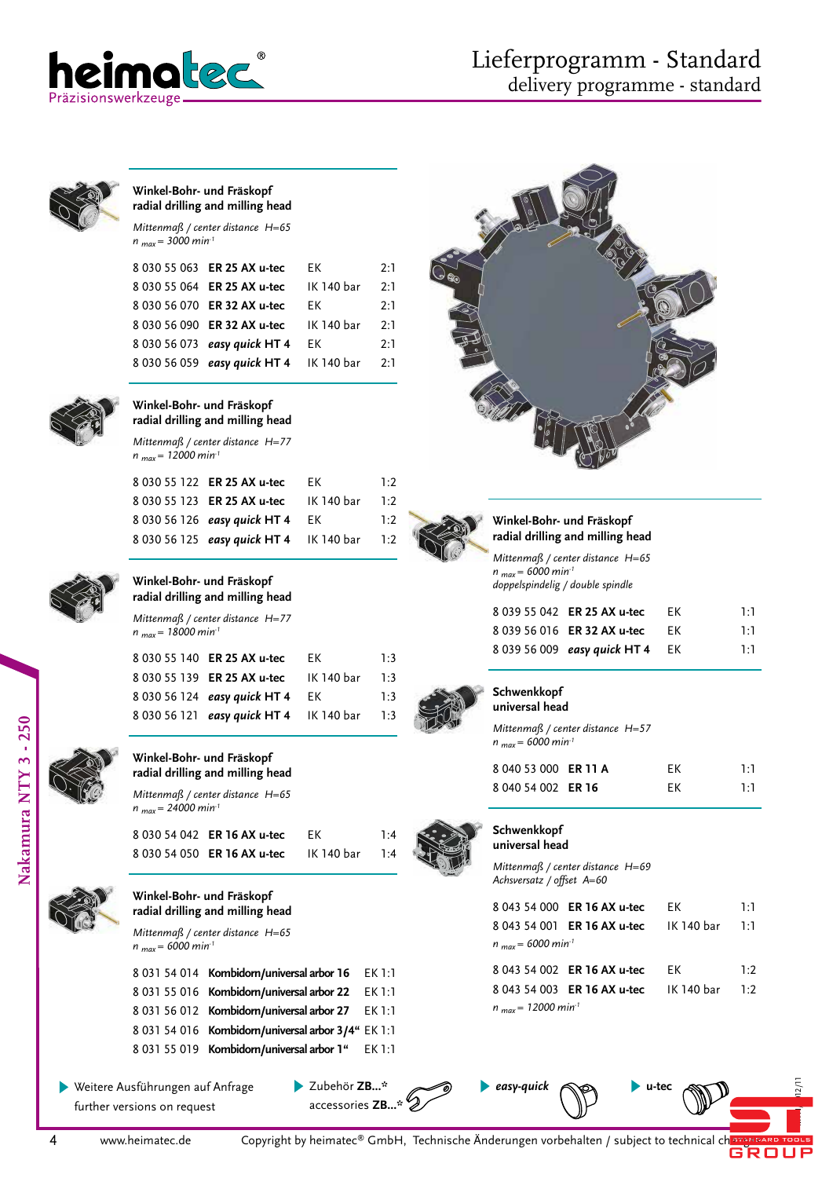# Lieferprogramm - Standard
## delivery programme - standard

Nakamura NTY 3 - 250

### Winkel-Bohr- und Fräskopf
**radial drilling and milling head**

*Mittenmaß / center distance H=65*
*$n_{max}$ = 3000 min⁻¹*

| | | | |
|---|---|---|---|
| 8 030 55 063 | **ER 25 AX u-tec** | EK | 2:1 |
| 8 030 55 064 | **ER 25 AX u-tec** | IK 140 bar | 2:1 |
| 8 030 56 070 | **ER 32 AX u-tec** | EK | 2:1 |
| 8 030 56 090 | **ER 32 AX u-tec** | IK 140 bar | 2:1 |
| 8 030 56 073 | ***easy quick* HT 4** | EK | 2:1 |
| 8 030 56 059 | ***easy quick* HT 4** | IK 140 bar | 2:1 |

### Winkel-Bohr- und Fräskopf
**radial drilling and milling head**

*Mittenmaß / center distance H=77*
*$n_{max}$ = 12000 min⁻¹*

| | | | |
|---|---|---|---|
| 8 030 55 122 | **ER 25 AX u-tec** | EK | 1:2 |
| 8 030 55 123 | **ER 25 AX u-tec** | IK 140 bar | 1:2 |
| 8 030 56 126 | ***easy quick* HT 4** | EK | 1:2 |
| 8 030 56 125 | ***easy quick* HT 4** | IK 140 bar | 1:2 |

### Winkel-Bohr- und Fräskopf
**radial drilling and milling head**

*Mittenmaß / center distance H=77*
*$n_{max}$ = 18000 min⁻¹*

| | | | |
|---|---|---|---|
| 8 030 55 140 | **ER 25 AX u-tec** | EK | 1:3 |
| 8 030 55 139 | **ER 25 AX u-tec** | IK 140 bar | 1:3 |
| 8 030 56 124 | ***easy quick* HT 4** | EK | 1:3 |
| 8 030 56 121 | ***easy quick* HT 4** | IK 140 bar | 1:3 |

### Winkel-Bohr- und Fräskopf
**radial drilling and milling head**

*Mittenmaß / center distance H=65*
*$n_{max}$ = 24000 min⁻¹*

| | | | |
|---|---|---|---|
| 8 030 54 042 | **ER 16 AX u-tec** | EK | 1:4 |
| 8 030 54 050 | **ER 16 AX u-tec** | IK 140 bar | 1:4 |

### Winkel-Bohr- und Fräskopf
**radial drilling and milling head**

*Mittenmaß / center distance H=65*
*$n_{max}$ = 6000 min⁻¹*

| | | |
|---|---|---|
| 8 031 54 014 | **Kombidorn/universal arbor 16** | EK 1:1 |
| 8 031 55 016 | **Kombidorn/universal arbor 22** | EK 1:1 |
| 8 031 56 012 | **Kombidorn/universal arbor 27** | EK 1:1 |
| 8 031 54 016 | **Kombidorn/universal arbor 3/4“** | EK 1:1 |
| 8 031 55 019 | **Kombidorn/universal arbor 1“** | EK 1:1 |

### Winkel-Bohr- und Fräskopf
**radial drilling and milling head**

*Mittenmaß / center distance H=65*
*$n_{max}$ = 6000 min⁻¹*
*doppelspindelig / double spindle*

| | | | |
|---|---|---|---|
| 8 039 55 042 | **ER 25 AX u-tec** | EK | 1:1 |
| 8 039 56 016 | **ER 32 AX u-tec** | EK | 1:1 |
| 8 039 56 009 | ***easy quick* HT 4** | EK | 1:1 |

### Schwenkkopf
**universal head**

*Mittenmaß / center distance H=57*
*$n_{max}$ = 6000 min⁻¹*

| | | | |
|---|---|---|---|
| 8 040 53 000 | **ER 11 A** | EK | 1:1 |
| 8 040 54 002 | **ER 16** | EK | 1:1 |

### Schwenkkopf
**universal head**

*Mittenmaß / center distance H=69*
*Achsversatz / offset A=60*

| | | | |
|---|---|---|---|
| 8 043 54 000 | **ER 16 AX u-tec** | EK | 1:1 |
| 8 043 54 001 | **ER 16 AX u-tec** | IK 140 bar | 1:1 |

*$n_{max}$ = 6000 min⁻¹*

| | | | |
|---|---|---|---|
| 8 043 54 002 | **ER 16 AX u-tec** | EK | 1:2 |
| 8 043 54 003 | **ER 16 AX u-tec** | IK 140 bar | 1:2 |

*$n_{max}$ = 12000 min⁻¹*

---

▶ Weitere Ausführungen auf Anfrage
further versions on request

▶ Zubehör **ZB...***
accessories **ZB...***

▶ ***easy-quick***

▶ **u-tec**

www.heimatec.de Copyright by heimatec® GmbH, Technische Änderungen vorbehalten / subject to technical change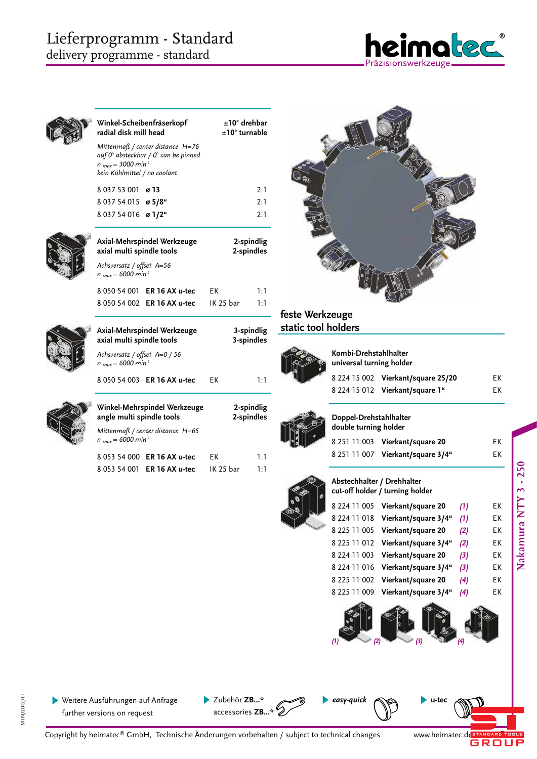# Lieferprogramm - Standard
## delivery programme - standard

### Winkel-Scheibenfräserkopf / radial disk mill head — ±10° drehbar / ±10° turnable

*Mittenmaß / center distance H=76*
*auf 0° absteckbar / 0° can be pinned*
*$n_{max}$ = 3000 min⁻¹*
*kein Kühlmittel / no coolant*

| | | |
|---|---|---|
| 8 037 53 001 | **ø 13** | 2:1 |
| 8 037 54 015 | **ø 5/8“** | 2:1 |
| 8 037 54 016 | **ø 1/2“** | 2:1 |

### Axial-Mehrspindel Werkzeuge / axial multi spindle tools — 2-spindlig / 2-spindles

*Achsversatz / offset A=56*
*$n_{max}$ = 6000 min⁻¹*

| | | | |
|---|---|---|---|
| 8 050 54 001 | **ER 16 AX u-tec** | EK | 1:1 |
| 8 050 54 002 | **ER 16 AX u-tec** | IK 25 bar | 1:1 |

### Axial-Mehrspindel Werkzeuge / axial multi spindle tools — 3-spindlig / 3-spindles

*Achsversatz / offset A=0 / 56*
*$n_{max}$ = 6000 min⁻¹*

| | | | |
|---|---|---|---|
| 8 050 54 003 | **ER 16 AX u-tec** | EK | 1:1 |

### Winkel-Mehrspindel Werkzeuge / angle multi spindle tools — 2-spindlig / 2-spindles

*Mittenmaß / center distance H=65*
*$n_{max}$ = 6000 min⁻¹*

| | | | |
|---|---|---|---|
| 8 053 54 000 | **ER 16 AX u-tec** | EK | 1:1 |
| 8 053 54 001 | **ER 16 AX u-tec** | IK 25 bar | 1:1 |

## feste Werkzeuge / static tool holders

### Kombi-Drehstahlhalter / universal turning holder

| | | |
|---|---|---|
| 8 224 15 002 | **Vierkant/square 25/20** | EK |
| 8 224 15 012 | **Vierkant/square 1“** | EK |

### Doppel-Drehstahlhalter / double turning holder

| | | |
|---|---|---|
| 8 251 11 003 | **Vierkant/square 20** | EK |
| 8 251 11 007 | **Vierkant/square 3/4“** | EK |

### Abstechhalter / Drehhalter / cut-off holder / turning holder

| | | | |
|---|---|---|---|
| 8 224 11 005 | **Vierkant/square 20** | *(1)* | EK |
| 8 224 11 018 | **Vierkant/square 3/4“** | *(1)* | EK |
| 8 225 11 005 | **Vierkant/square 20** | *(2)* | EK |
| 8 225 11 012 | **Vierkant/square 3/4“** | *(2)* | EK |
| 8 224 11 003 | **Vierkant/square 20** | *(3)* | EK |
| 8 224 11 016 | **Vierkant/square 3/4“** | *(3)* | EK |
| 8 225 11 002 | **Vierkant/square 20** | *(4)* | EK |
| 8 225 11 009 | **Vierkant/square 3/4“** | *(4)* | EK |

*(1)* *(2)* *(3)* *(4)*

Nakamura NTY 3 - 250

- Weitere Ausführungen auf Anfrage / further versions on request
- Zubehör **ZB...*** / accessories **ZB...***
- *easy-quick*
- u-tec

Copyright by heimatec® GmbH, Technische Änderungen vorbehalten / subject to technical changes — www.heimatec.de

MTN/2012/11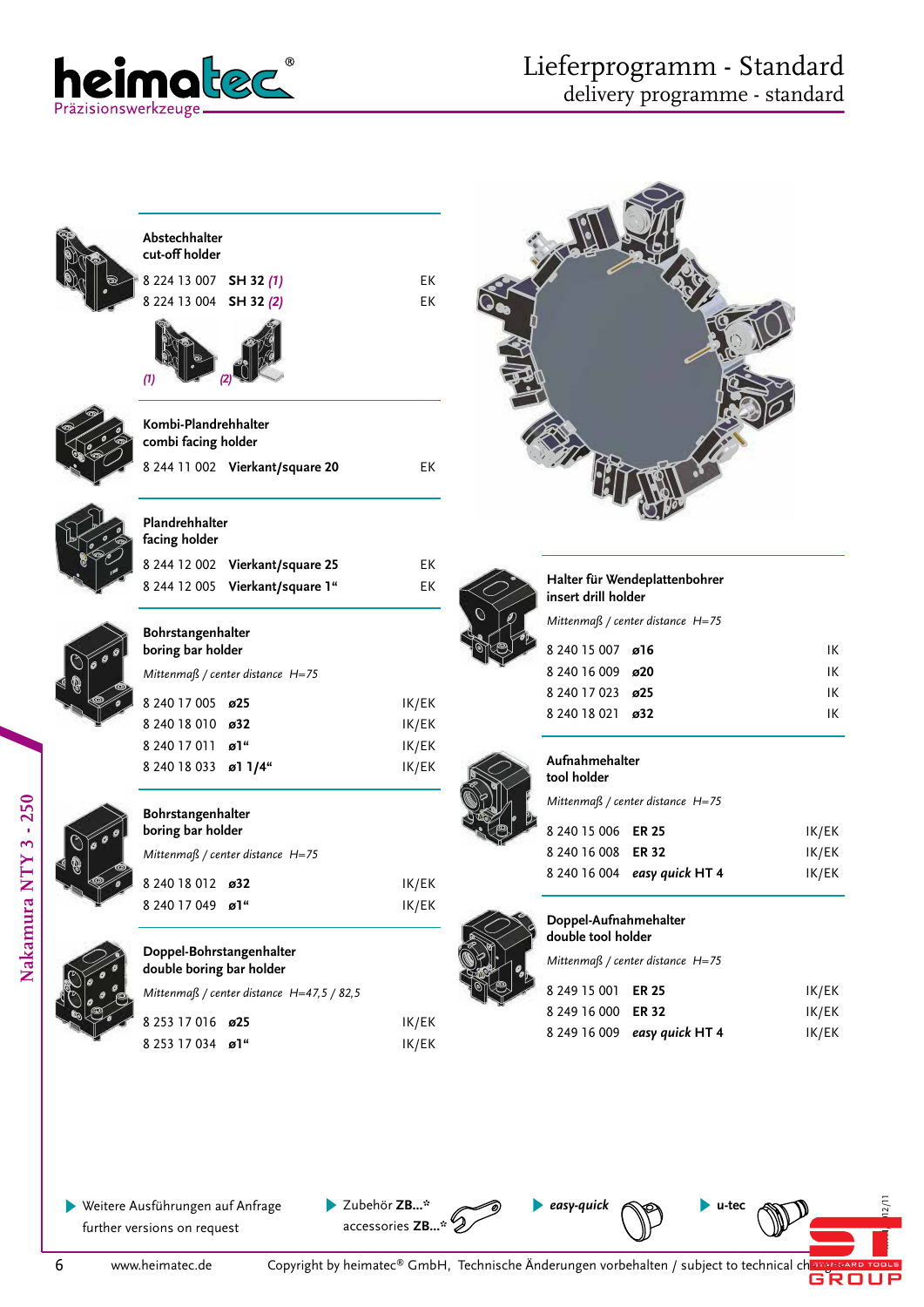# Lieferprogramm - Standard
## delivery programme - standard

**Nakamura NTY 3 - 250**

### Abstechhalter
### cut-off holder

| | | |
|---|---|---|
| 8 224 13 007 | **SH 32** *(1)* | EK |
| 8 224 13 004 | **SH 32** *(2)* | EK |

*(1)* *(2)*

### Kombi-Plandrehhalter
### combi facing holder

| | | |
|---|---|---|
| 8 244 11 002 | **Vierkant/square 20** | EK |

### Plandrehhalter
### facing holder

| | | |
|---|---|---|
| 8 244 12 002 | **Vierkant/square 25** | EK |
| 8 244 12 005 | **Vierkant/square 1"** | EK |

### Bohrstangenhalter
### boring bar holder

*Mittenmaß / center distance H=75*

| | | |
|---|---|---|
| 8 240 17 005 | **ø25** | IK/EK |
| 8 240 18 010 | **ø32** | IK/EK |
| 8 240 17 011 | **ø1"** | IK/EK |
| 8 240 18 033 | **ø1 1/4"** | IK/EK |

### Bohrstangenhalter
### boring bar holder

*Mittenmaß / center distance H=75*

| | | |
|---|---|---|
| 8 240 18 012 | **ø32** | IK/EK |
| 8 240 17 049 | **ø1"** | IK/EK |

### Doppel-Bohrstangenhalter
### double boring bar holder

*Mittenmaß / center distance H=47,5 / 82,5*

| | | |
|---|---|---|
| 8 253 17 016 | **ø25** | IK/EK |
| 8 253 17 034 | **ø1"** | IK/EK |

### Halter für Wendeplattenbohrer
### insert drill holder

*Mittenmaß / center distance H=75*

| | | |
|---|---|---|
| 8 240 15 007 | **ø16** | IK |
| 8 240 16 009 | **ø20** | IK |
| 8 240 17 023 | **ø25** | IK |
| 8 240 18 021 | **ø32** | IK |

### Aufnahmehalter
### tool holder

*Mittenmaß / center distance H=75*

| | | |
|---|---|---|
| 8 240 15 006 | **ER 25** | IK/EK |
| 8 240 16 008 | **ER 32** | IK/EK |
| 8 240 16 004 | ***easy quick* HT 4** | IK/EK |

### Doppel-Aufnahmehalter
### double tool holder

*Mittenmaß / center distance H=75*

| | | |
|---|---|---|
| 8 249 15 001 | **ER 25** | IK/EK |
| 8 249 16 000 | **ER 32** | IK/EK |
| 8 249 16 009 | ***easy quick* HT 4** | IK/EK |

- Weitere Ausführungen auf Anfrage / further versions on request
- Zubehör **ZB...*** / accessories **ZB...***
- ***easy-quick***
- **u-tec**

www.heimatec.de — Copyright by heimatec® GmbH, Technische Änderungen vorbehalten / subject to technical change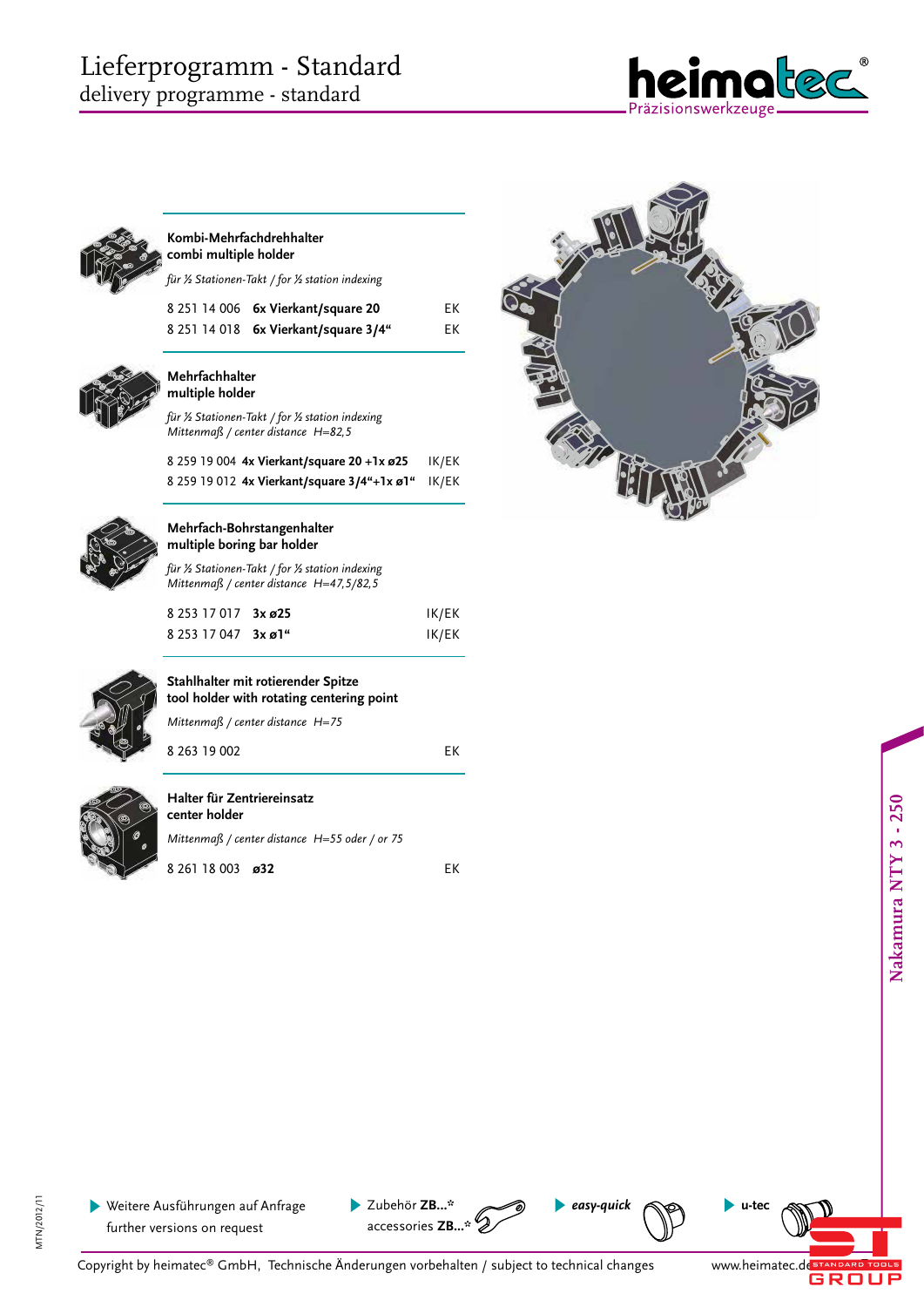# Lieferprogramm - Standard
## delivery programme - standard

### Kombi-Mehrfachdrehhalter
### combi multiple holder

*für ½ Stationen-Takt / for ½ station indexing*

| | | |
|---|---|---|
| 8 251 14 006 | **6x Vierkant/square 20** | EK |
| 8 251 14 018 | **6x Vierkant/square 3/4“** | EK |

### Mehrfachhalter
### multiple holder

*für ½ Stationen-Takt / for ½ station indexing*
*Mittenmaß / center distance H=82,5*

| | | |
|---|---|---|
| 8 259 19 004 | **4x Vierkant/square 20 +1x ø25** | IK/EK |
| 8 259 19 012 | **4x Vierkant/square 3/4“+1x ø1“** | IK/EK |

### Mehrfach-Bohrstangenhalter
### multiple boring bar holder

*für ½ Stationen-Takt / for ½ station indexing*
*Mittenmaß / center distance H=47,5/82,5*

| | | |
|---|---|---|
| 8 253 17 017 | **3x ø25** | IK/EK |
| 8 253 17 047 | **3x ø1“** | IK/EK |

### Stahlhalter mit rotierender Spitze
### tool holder with rotating centering point

*Mittenmaß / center distance H=75*

| | |
|---|---|
| 8 263 19 002 | EK |

### Halter für Zentriereinsatz
### center holder

*Mittenmaß / center distance H=55 oder / or 75*

| | | |
|---|---|---|
| 8 261 18 003 | **ø32** | EK |

Nakamura NTY 3 - 250

- Weitere Ausführungen auf Anfrage / further versions on request
- Zubehör **ZB...*** / accessories **ZB...***
- ***easy-quick***
- **u-tec**

Copyright by heimatec® GmbH, Technische Änderungen vorbehalten / subject to technical changes

www.heimatec.de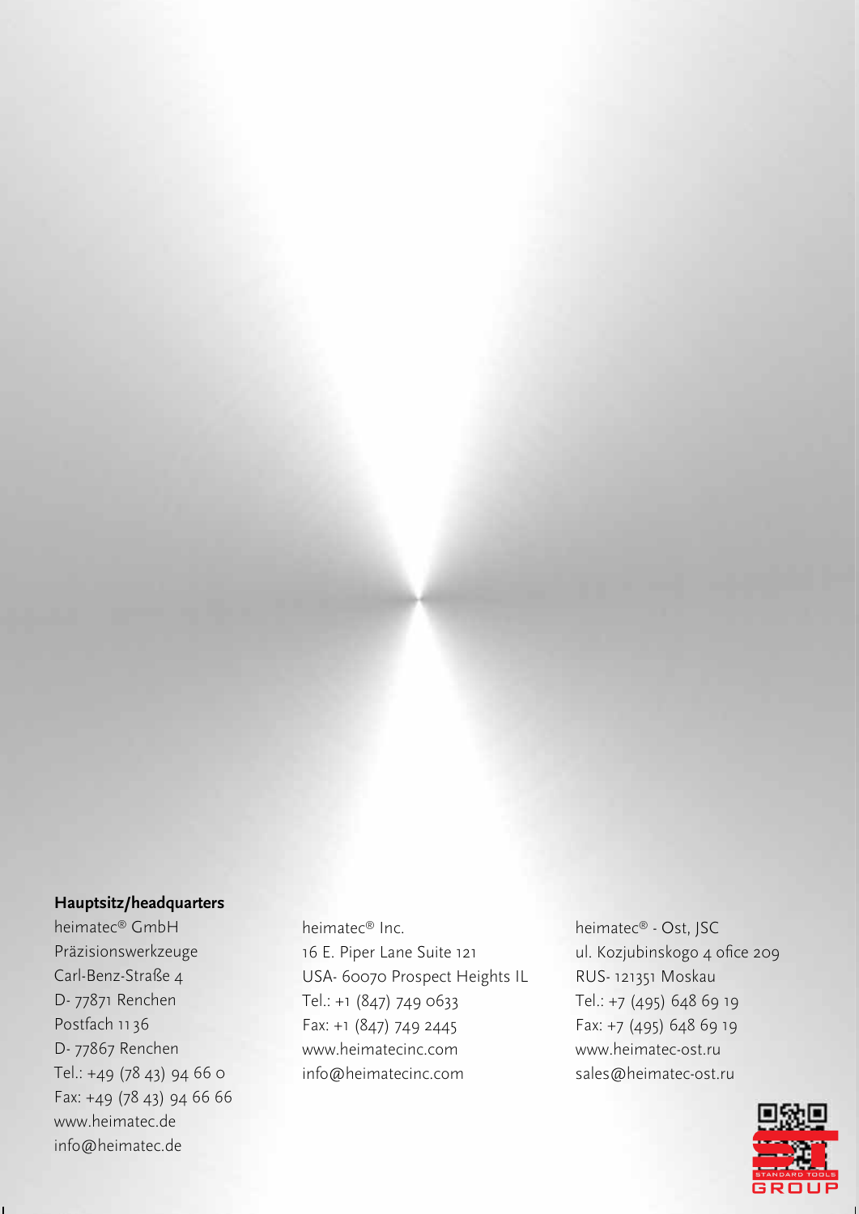**Hauptsitz/headquarters**

heimatec® GmbH
Präzisionswerkzeuge
Carl-Benz-Straße 4
D- 77871 Renchen
Postfach 11 36
D- 77867 Renchen
Tel.: +49 (78 43) 94 66 0
Fax: +49 (78 43) 94 66 66
www.heimatec.de
info@heimatec.de

heimatec® Inc.
16 E. Piper Lane Suite 121
USA- 60070 Prospect Heights IL
Tel.: +1 (847) 749 0633
Fax: +1 (847) 749 2445
www.heimatecinc.com
info@heimatecinc.com

heimatec® - Ost, JSC
ul. Kozjubinskogo 4 ofice 209
RUS- 121351 Moskau
Tel.: +7 (495) 648 69 19
Fax: +7 (495) 648 69 19
www.heimatec-ost.ru
sales@heimatec-ost.ru

STANDARD TOOLS
GROUP